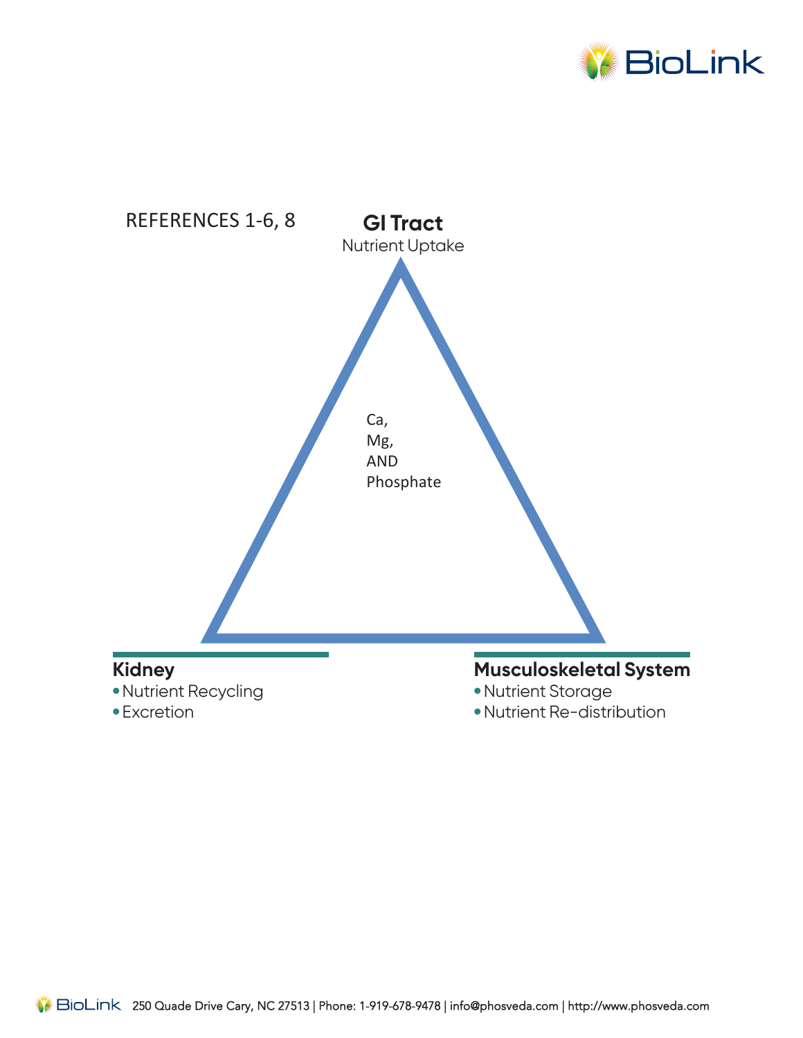REFERENCES 1-6, 8

**GI Tract**

Nutrient Uptake

Ca,
Mg,
AND
Phosphate

**Kidney**

- Nutrient Recycling
- Excretion

**Musculoskeletal System**

- Nutrient Storage
- Nutrient Re-distribution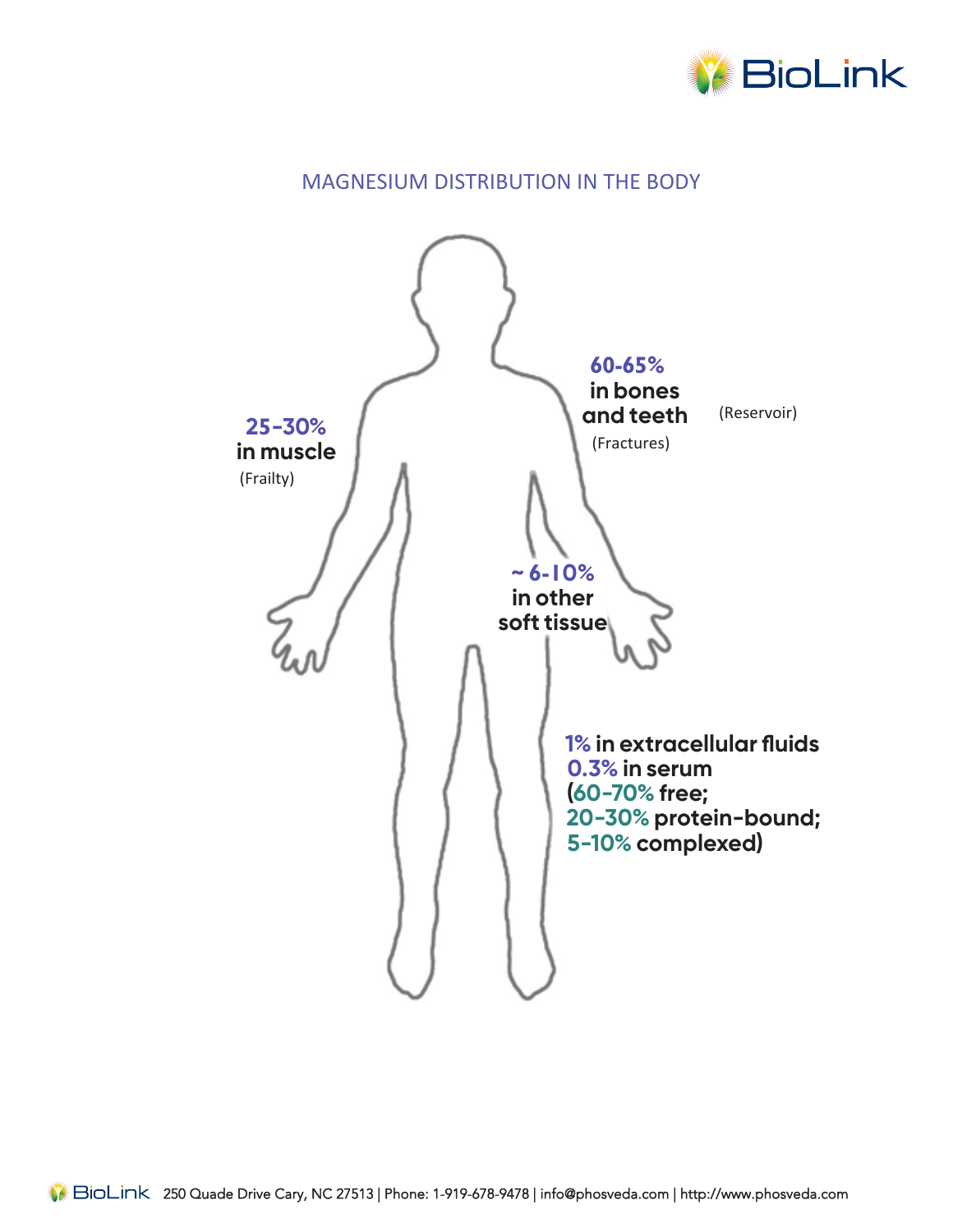## MAGNESIUM DISTRIBUTION IN THE BODY

**60-65% in bones and teeth** (Reservoir)
(Fractures)

**25-30% in muscle**
(Frailty)

**~ 6-10% in other soft tissue**

**1% in extracellular fluids**
**0.3% in serum**
**(60-70% free;**
**20-30% protein-bound;**
**5-10% complexed)**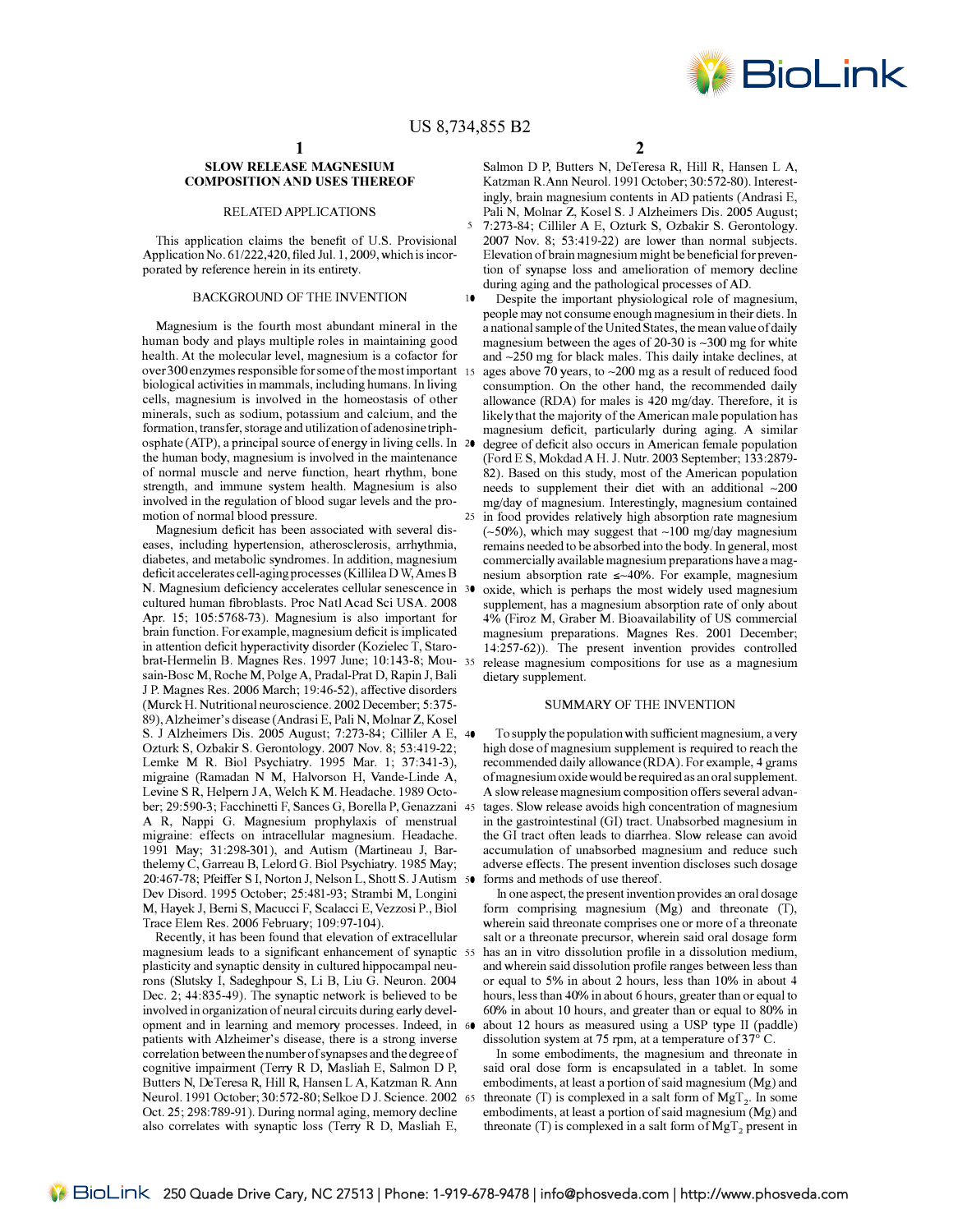# SLOW RELEASE MAGNESIUM COMPOSITION AND USES THEREOF

## RELATED APPLICATIONS

This application claims the benefit of U.S. Provisional Application No. 61/222,420, filed Jul. 1, 2009, which is incorporated by reference herein in its entirety.

## BACKGROUND OF THE INVENTION

Magnesium is the fourth most abundant mineral in the human body and plays multiple roles in maintaining good health. At the molecular level, magnesium is a cofactor for over 300 enzymes responsible for some of the most important biological activities in mammals, including humans. In living cells, magnesium is involved in the homeostasis of other minerals, such as sodium, potassium and calcium, and the formation, transfer, storage and utilization of adenosine triphosphate (ATP), a principal source of energy in living cells. In the human body, magnesium is involved in the maintenance of normal muscle and nerve function, heart rhythm, bone strength, and immune system health. Magnesium is also involved in the regulation of blood sugar levels and the promotion of normal blood pressure.

Magnesium deficit has been associated with several diseases, including hypertension, atherosclerosis, arrhythmia, diabetes, and metabolic syndromes. In addition, magnesium deficit accelerates cell-aging processes (Killilea D W, Ames B N. Magnesium deficiency accelerates cellular senescence in cultured human fibroblasts. Proc Natl Acad Sci USA. 2008 Apr. 15; 105:5768-73). Magnesium is also important for brain function. For example, magnesium deficit is implicated in attention deficit hyperactivity disorder (Kozielec T, Starobrat-Hermelin B. Magnes Res. 1997 June; 10:143-8; Mousain-Bosc M, Roche M, Polge A, Pradal-Prat D, Rapin J, Bali J P. Magnes Res. 2006 March; 19:46-52), affective disorders (Murck H. Nutritional neuroscience. 2002 December; 5:375-89), Alzheimer's disease (Andrasi E, Pali N, Molnar Z, Kosel S. J Alzheimers Dis. 2005 August; 7:273-84; Cilliler A E, Ozturk S, Ozbakir S. Gerontology. 2007 Nov. 8; 53:419-22; Lemke M R. Biol Psychiatry. 1995 Mar. 1; 37:341-3), migraine (Ramadan N M, Halvorson H, Vande-Linde A, Levine S R, Helpern J A, Welch K M. Headache. 1989 October; 29:590-3; Facchinetti F, Sances G, Borella P, Genazzani A R, Nappi G. Magnesium prophylaxis of menstrual migraine: effects on intracellular magnesium. Headache. 1991 May; 31:298-301), and Autism (Martineau J, Barthelemy C, Garreau B, Lelord G. Biol Psychiatry. 1985 May; 20:467-78; Pfeiffer S I, Norton J, Nelson L, Shott S. J Autism Dev Disord. 1995 October; 25:481-93; Strambi M, Longini M, Hayek J, Berni S, Macucci F, Scalacci E, Vezzosi P., Biol Trace Elem Res. 2006 February; 109:97-104).

Recently, it has been found that elevation of extracellular magnesium leads to a significant enhancement of synaptic plasticity and synaptic density in cultured hippocampal neurons (Slutsky I, Sadeghpour S, Li B, Liu G. Neuron. 2004 Dec. 2; 44:835-49). The synaptic network is believed to be involved in organization of neural circuits during early development and in learning and memory processes. Indeed, in patients with Alzheimer's disease, there is a strong inverse correlation between the number of synapses and the degree of cognitive impairment (Terry R D, Masliah E, Salmon D P, Butters N, DeTeresa R, Hill R, Hansen L A, Katzman R. Ann Neurol. 1991 October; 30:572-80; Selkoe D J. Science. 2002 Oct. 25; 298:789-91). During normal aging, memory decline also correlates with synaptic loss (Terry R D, Masliah E, Salmon D P, Butters N, DeTeresa R, Hill R, Hansen L A, Katzman R. Ann Neurol. 1991 October; 30:572-80). Interestingly, brain magnesium contents in AD patients (Andrasi E, Pali N, Molnar Z, Kosel S. J Alzheimers Dis. 2005 August; 7:273-84; Cilliler A E, Ozturk S, Ozbakir S. Gerontology. 2007 Nov. 8; 53:419-22) are lower than normal subjects. Elevation of brain magnesium might be beneficial for prevention of synapse loss and amelioration of memory decline during aging and the pathological processes of AD.

Despite the important physiological role of magnesium, people may not consume enough magnesium in their diets. In a national sample of the United States, the mean value of daily magnesium between the ages of 20-30 is ~300 mg for white and ~250 mg for black males. This daily intake declines, at ages above 70 years, to ~200 mg as a result of reduced food consumption. On the other hand, the recommended daily allowance (RDA) for males is 420 mg/day. Therefore, it is likely that the majority of the American male population has magnesium deficit, particularly during aging. A similar degree of deficit also occurs in American female population (Ford E S, Mokdad A H. J. Nutr. 2003 September; 133:2879-82). Based on this study, most of the American population needs to supplement their diet with an additional ~200 mg/day of magnesium. Interestingly, magnesium contained in food provides relatively high absorption rate magnesium (~50%), which may suggest that ~100 mg/day magnesium remains needed to be absorbed into the body. In general, most commercially available magnesium preparations have a magnesium absorption rate ≤~40%. For example, magnesium oxide, which is perhaps the most widely used magnesium supplement, has a magnesium absorption rate of only about 4% (Firoz M, Graber M. Bioavailability of US commercial magnesium preparations. Magnes Res. 2001 December; 14:257-62)). The present invention provides controlled release magnesium compositions for use as a magnesium dietary supplement.

## SUMMARY OF THE INVENTION

To supply the population with sufficient magnesium, a very high dose of magnesium supplement is required to reach the recommended daily allowance (RDA). For example, 4 grams of magnesium oxide would be required as an oral supplement. A slow release magnesium composition offers several advantages. Slow release avoids high concentration of magnesium in the gastrointestinal (GI) tract. Unabsorbed magnesium in the GI tract often leads to diarrhea. Slow release can avoid accumulation of unabsorbed magnesium and reduce such adverse effects. The present invention discloses such dosage forms and methods of use thereof.

In one aspect, the present invention provides an oral dosage form comprising magnesium (Mg) and threonate (T), wherein said threonate comprises one or more of a threonate salt or a threonate precursor, wherein said oral dosage form has an in vitro dissolution profile in a dissolution medium, and wherein said dissolution profile ranges between less than or equal to 5% in about 2 hours, less than 10% in about 4 hours, less than 40% in about 6 hours, greater than or equal to 60% in about 10 hours, and greater than or equal to 80% in about 12 hours as measured using a USP type II (paddle) dissolution system at 75 rpm, at a temperature of 37° C.

In some embodiments, the magnesium and threonate in said oral dose form is encapsulated in a tablet. In some embodiments, at least a portion of said magnesium (Mg) and threonate (T) is complexed in a salt form of $MgT_2$. In some embodiments, at least a portion of said magnesium (Mg) and threonate (T) is complexed in a salt form of $MgT_2$ present in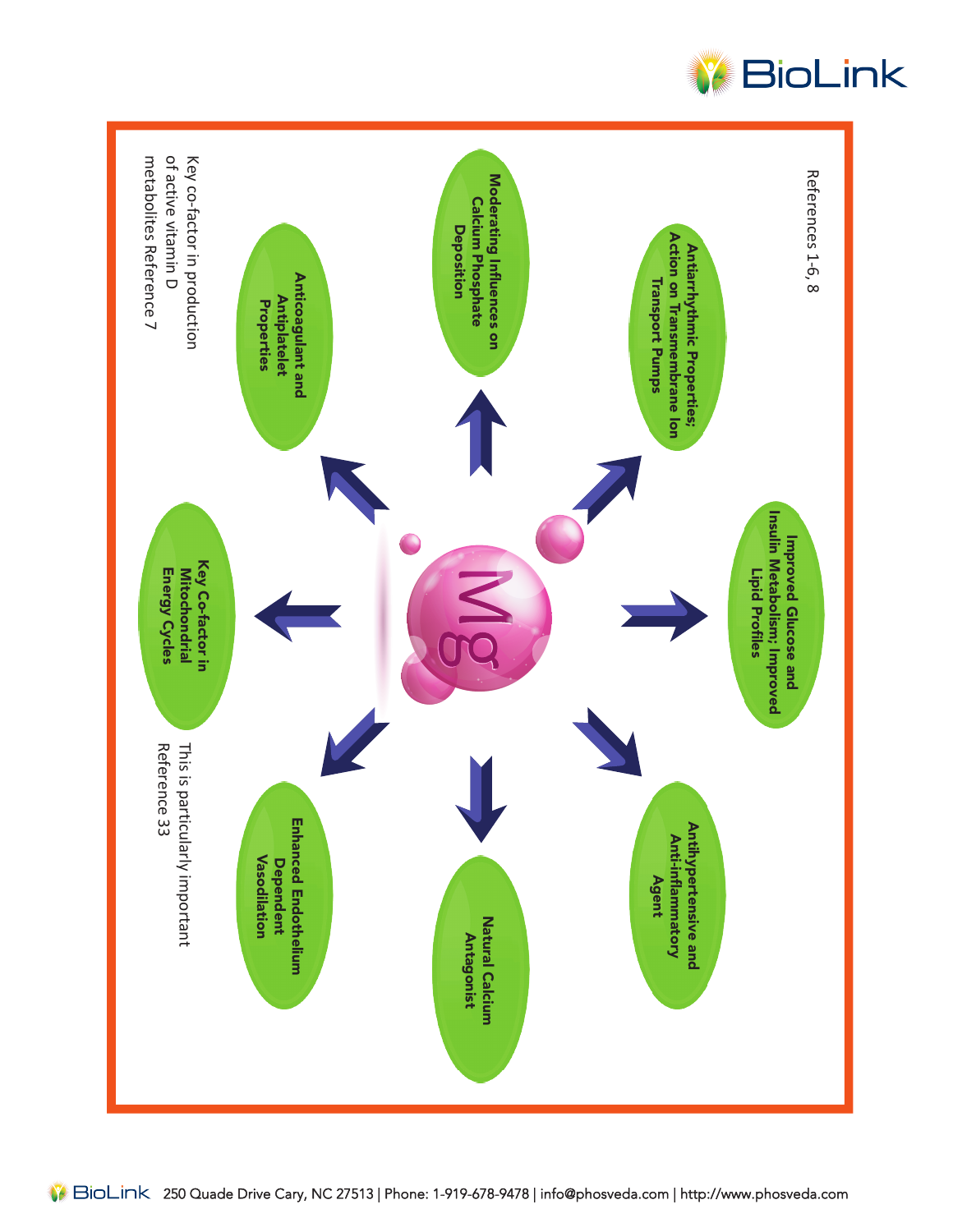References 1-6, 8

- Moderating Influences on Calcium Phosphate Deposition
- Antiarrhythmic Properties; Action on Transmembrane Ion Transport Pumps
- Improved Glucose and Insulin Metabolism; Improved Lipid Profiles
- Antihypertensive and Anti-inflammatory Agent
- Natural Calcium Antagonist
- Enhanced Endothelium Dependent Vasodilation
- Key Co-factor in Mitochondrial Energy Cycles
- Anticoagulant and Antiplatelet Properties

Mg

Key co-factor in production of active vitamin D metabolites Reference 7

This is particularly important Reference 33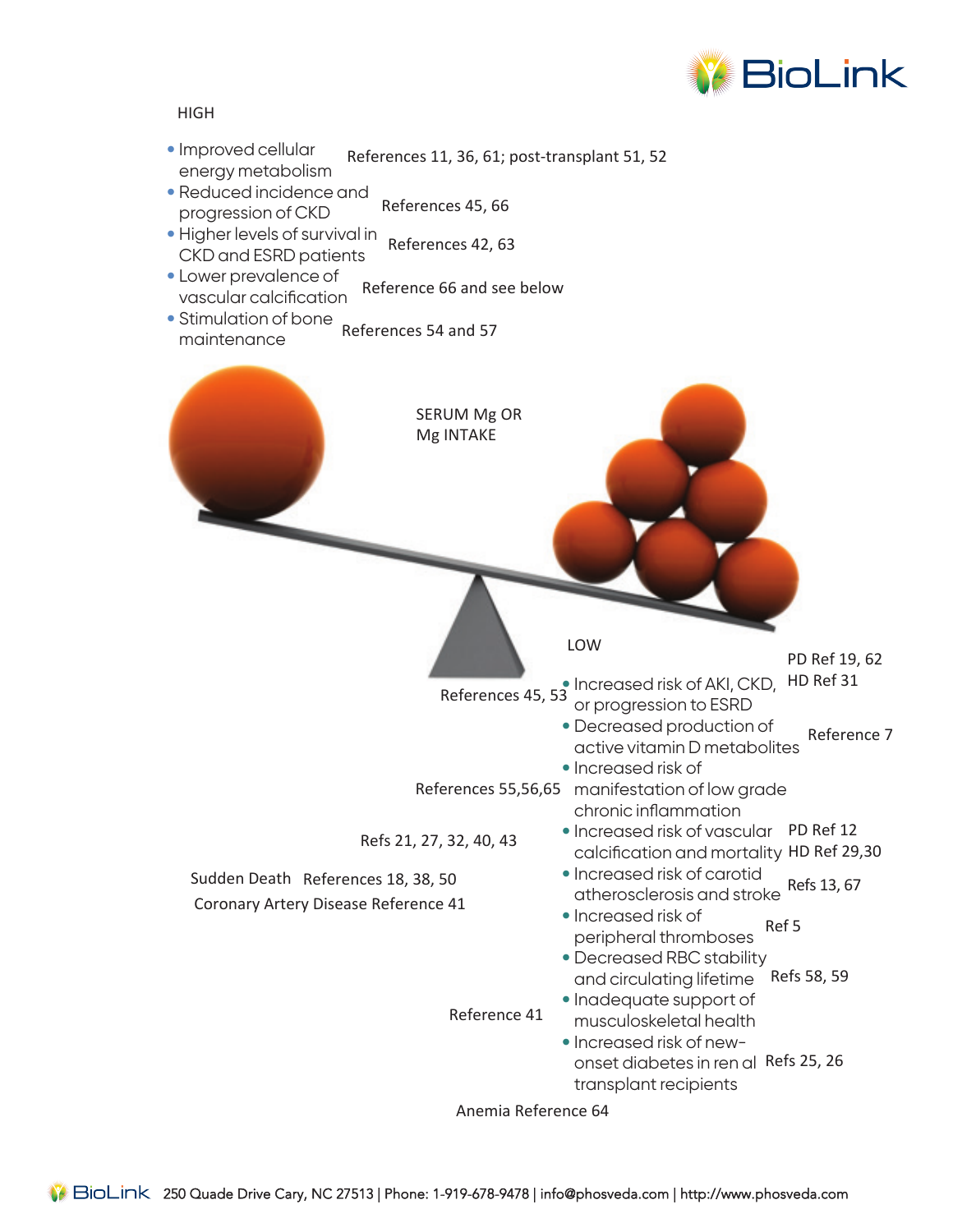HIGH

- Improved cellular energy metabolism — References 11, 36, 61; post-transplant 51, 52
- Reduced incidence and progression of CKD — References 45, 66
- Higher levels of survival in CKD and ESRD patients — References 42, 63
- Lower prevalence of vascular calcification — Reference 66 and see below
- Stimulation of bone maintenance — References 54 and 57

SERUM Mg OR
Mg INTAKE

LOW

- Increased risk of AKI, CKD, or progression to ESRD — References 45, 53; PD Ref 19, 62; HD Ref 31
- Decreased production of active vitamin D metabolites — Reference 7
- Increased risk of manifestation of low grade chronic inflammation — References 55,56,65
- Increased risk of vascular calcification and mortality — Refs 21, 27, 32, 40, 43; PD Ref 12; HD Ref 29,30
- Increased risk of carotid atherosclerosis and stroke — Refs 13, 67
- Increased risk of peripheral thromboses — Ref 5
- Decreased RBC stability and circulating lifetime — Refs 58, 59
- Inadequate support of musculoskeletal health — Reference 41
- Increased risk of new-onset diabetes in renal transplant recipients — Refs 25, 26

Sudden Death References 18, 38, 50

Coronary Artery Disease Reference 41

Anemia Reference 64